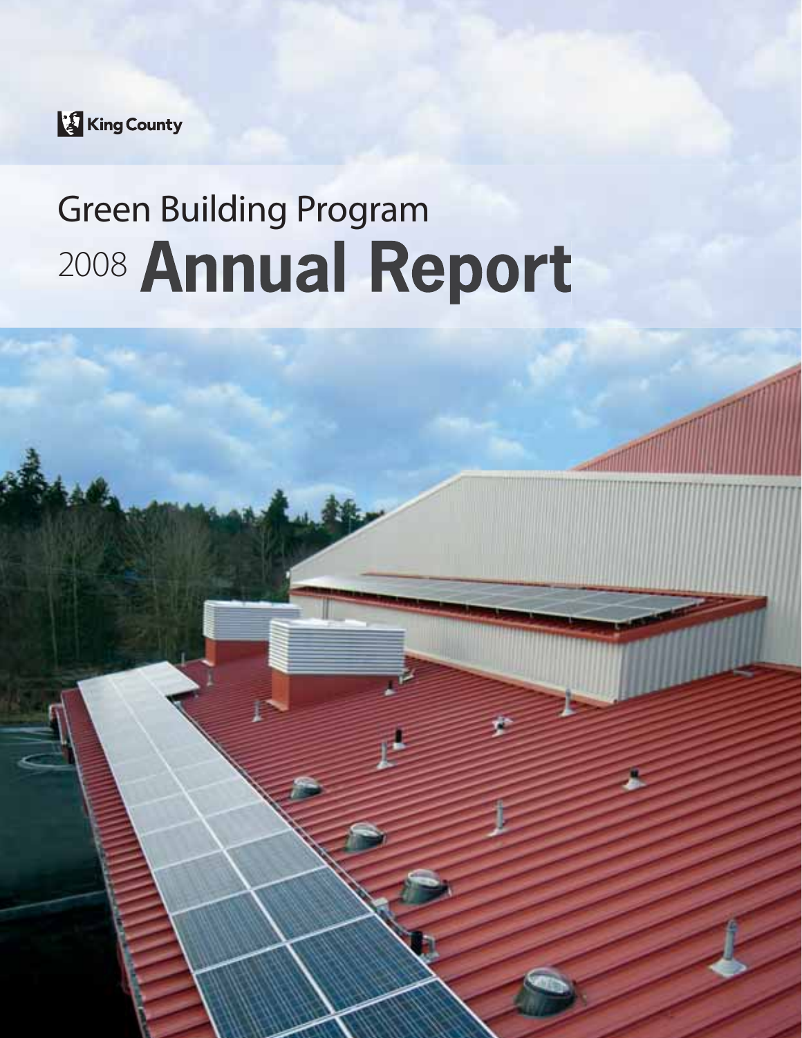King County

# Green Building Program
# 2008 Annual Report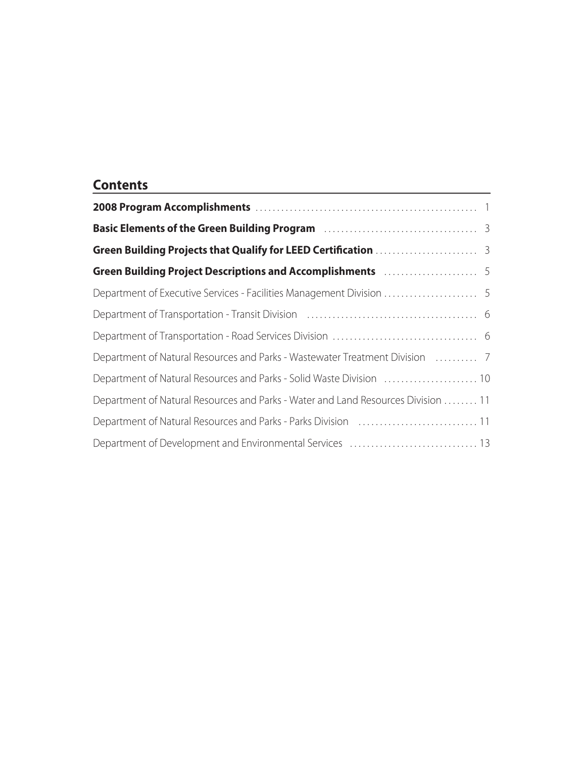## Contents

**2008 Program Accomplishments** ..................... 1

**Basic Elements of the Green Building Program** ..................... 3

**Green Building Projects that Qualify for LEED Certification** ..................... 3

**Green Building Project Descriptions and Accomplishments** ..................... 5

Department of Executive Services - Facilities Management Division ..................... 5

Department of Transportation - Transit Division ..................... 6

Department of Transportation - Road Services Division ..................... 6

Department of Natural Resources and Parks - Wastewater Treatment Division ..................... 7

Department of Natural Resources and Parks - Solid Waste Division ..................... 10

Department of Natural Resources and Parks - Water and Land Resources Division ..................... 11

Department of Natural Resources and Parks - Parks Division ..................... 11

Department of Development and Environmental Services ..................... 13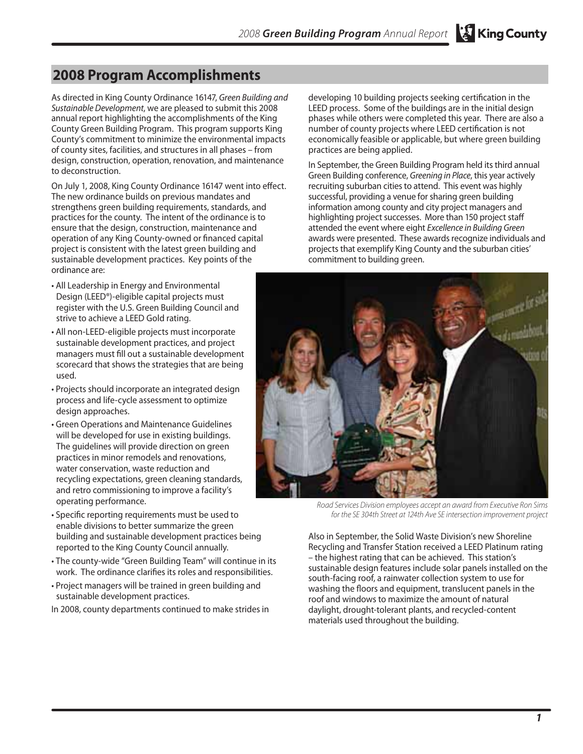## 2008 Program Accomplishments

As directed in King County Ordinance 16147, *Green Building and Sustainable Development*, we are pleased to submit this 2008 annual report highlighting the accomplishments of the King County Green Building Program. This program supports King County's commitment to minimize the environmental impacts of county sites, facilities, and structures in all phases – from design, construction, operation, renovation, and maintenance to deconstruction.

On July 1, 2008, King County Ordinance 16147 went into effect. The new ordinance builds on previous mandates and strengthens green building requirements, standards, and practices for the county. The intent of the ordinance is to ensure that the design, construction, maintenance and operation of any King County-owned or financed capital project is consistent with the latest green building and sustainable development practices. Key points of the ordinance are:

- All Leadership in Energy and Environmental Design (LEED®)-eligible capital projects must register with the U.S. Green Building Council and strive to achieve a LEED Gold rating.
- All non-LEED-eligible projects must incorporate sustainable development practices, and project managers must fill out a sustainable development scorecard that shows the strategies that are being used.
- Projects should incorporate an integrated design process and life-cycle assessment to optimize design approaches.
- Green Operations and Maintenance Guidelines will be developed for use in existing buildings. The guidelines will provide direction on green practices in minor remodels and renovations, water conservation, waste reduction and recycling expectations, green cleaning standards, and retro commissioning to improve a facility's operating performance.
- Specific reporting requirements must be used to enable divisions to better summarize the green building and sustainable development practices being reported to the King County Council annually.
- The county-wide "Green Building Team" will continue in its work. The ordinance clarifies its roles and responsibilities.
- Project managers will be trained in green building and sustainable development practices.

In 2008, county departments continued to make strides in developing 10 building projects seeking certification in the LEED process. Some of the buildings are in the initial design phases while others were completed this year. There are also a number of county projects where LEED certification is not economically feasible or applicable, but where green building practices are being applied.

In September, the Green Building Program held its third annual Green Building conference, *Greening in Place*, this year actively recruiting suburban cities to attend. This event was highly successful, providing a venue for sharing green building information among county and city project managers and highlighting project successes. More than 150 project staff attended the event where eight *Excellence in Building Green* awards were presented. These awards recognize individuals and projects that exemplify King County and the suburban cities' commitment to building green.

*Road Services Division employees accept an award from Executive Ron Sims for the SE 304th Street at 124th Ave SE intersection improvement project*

Also in September, the Solid Waste Division's new Shoreline Recycling and Transfer Station received a LEED Platinum rating – the highest rating that can be achieved. This station's sustainable design features include solar panels installed on the south-facing roof, a rainwater collection system to use for washing the floors and equipment, translucent panels in the roof and windows to maximize the amount of natural daylight, drought-tolerant plants, and recycled-content materials used throughout the building.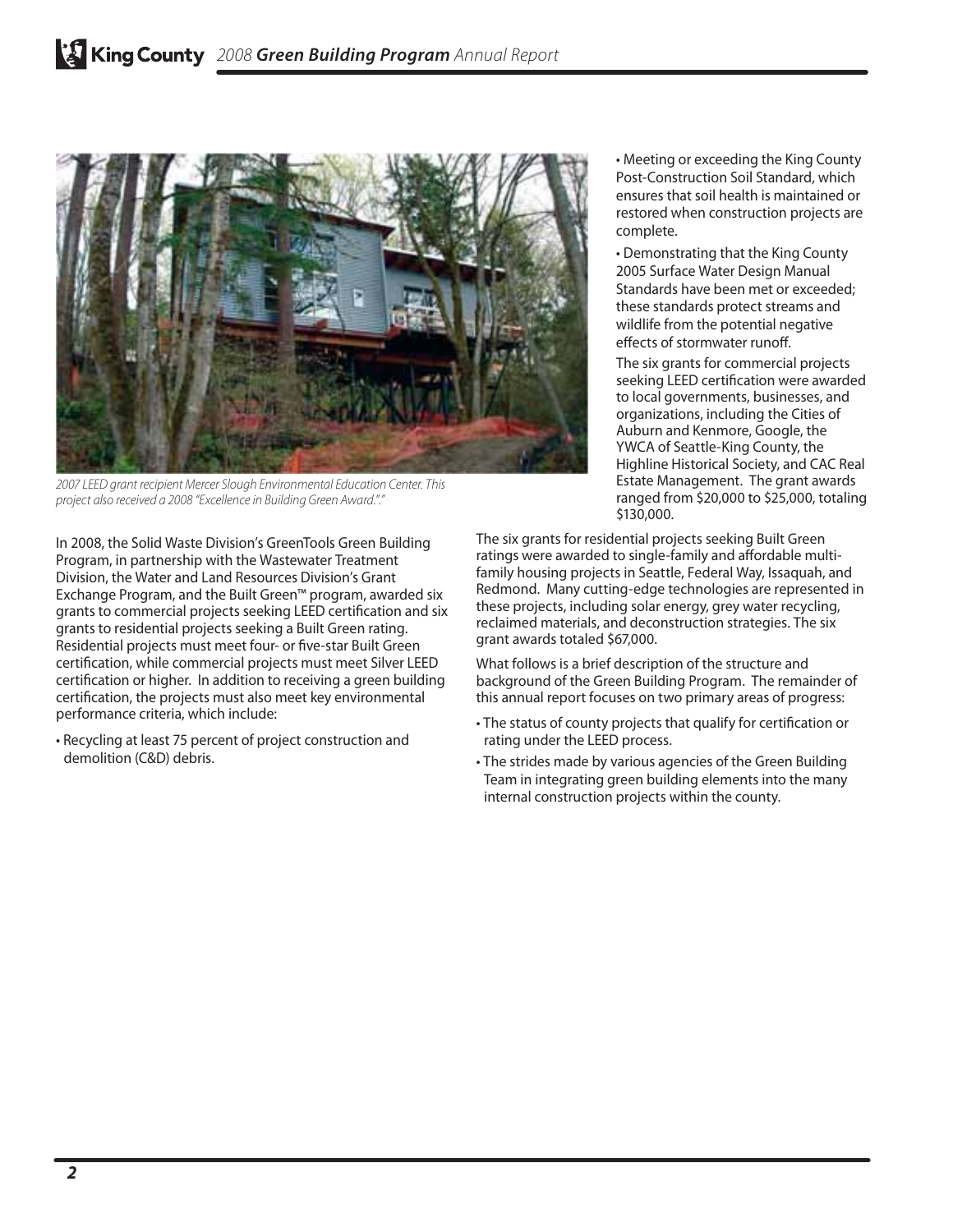2007 LEED grant recipient Mercer Slough Environmental Education Center. This project also received a 2008 "Excellence in Building Green Award.".

In 2008, the Solid Waste Division's GreenTools Green Building Program, in partnership with the Wastewater Treatment Division, the Water and Land Resources Division's Grant Exchange Program, and the Built Green™ program, awarded six grants to commercial projects seeking LEED certification and six grants to residential projects seeking a Built Green rating. Residential projects must meet four- or five-star Built Green certification, while commercial projects must meet Silver LEED certification or higher. In addition to receiving a green building certification, the projects must also meet key environmental performance criteria, which include:

- Recycling at least 75 percent of project construction and demolition (C&D) debris.
- Meeting or exceeding the King County Post-Construction Soil Standard, which ensures that soil health is maintained or restored when construction projects are complete.
- Demonstrating that the King County 2005 Surface Water Design Manual Standards have been met or exceeded; these standards protect streams and wildlife from the potential negative effects of stormwater runoff.

The six grants for commercial projects seeking LEED certification were awarded to local governments, businesses, and organizations, including the Cities of Auburn and Kenmore, Google, the YWCA of Seattle-King County, the Highline Historical Society, and CAC Real Estate Management. The grant awards ranged from $20,000 to $25,000, totaling $130,000.

The six grants for residential projects seeking Built Green ratings were awarded to single-family and affordable multi-family housing projects in Seattle, Federal Way, Issaquah, and Redmond. Many cutting-edge technologies are represented in these projects, including solar energy, grey water recycling, reclaimed materials, and deconstruction strategies. The six grant awards totaled $67,000.

What follows is a brief description of the structure and background of the Green Building Program. The remainder of this annual report focuses on two primary areas of progress:

- The status of county projects that qualify for certification or rating under the LEED process.
- The strides made by various agencies of the Green Building Team in integrating green building elements into the many internal construction projects within the county.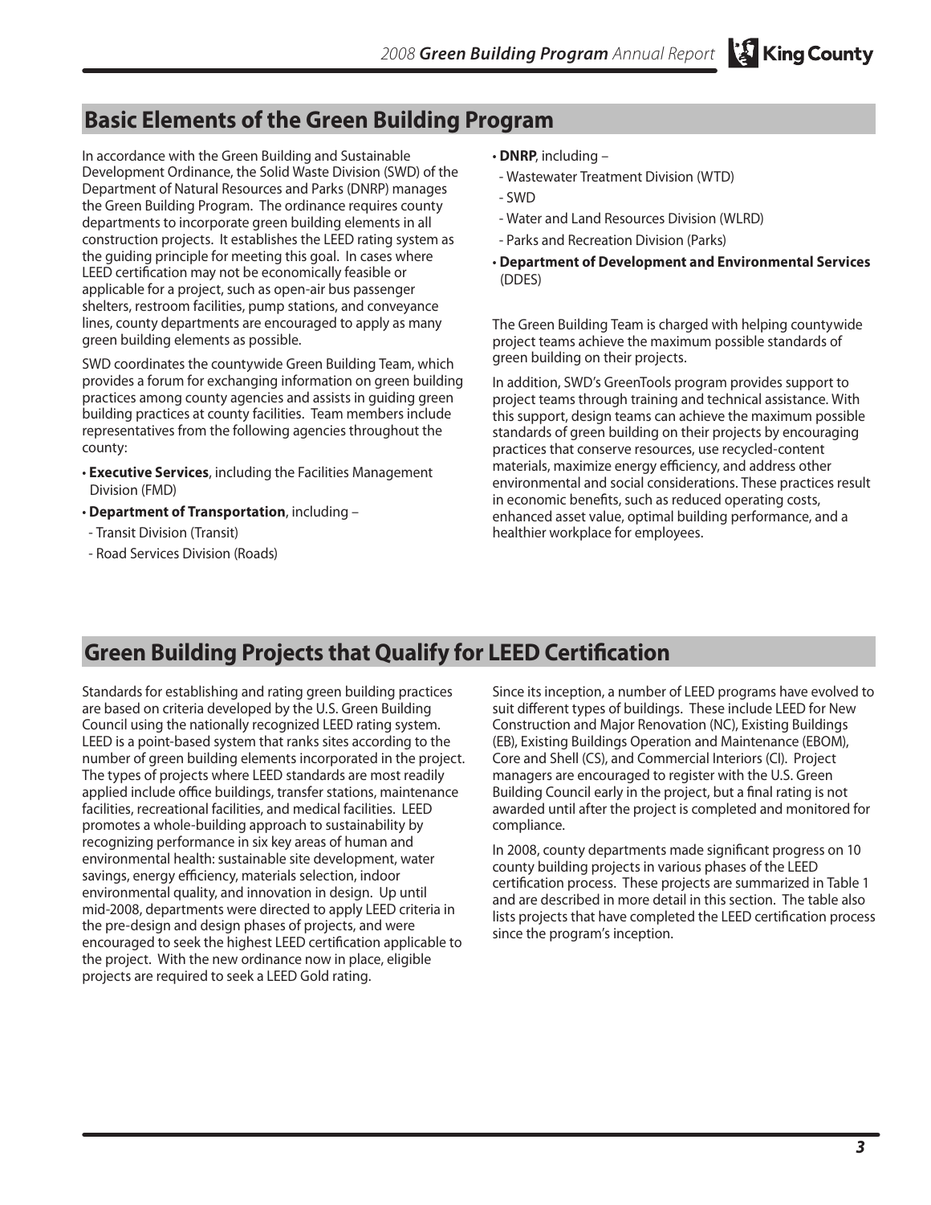## Basic Elements of the Green Building Program

In accordance with the Green Building and Sustainable Development Ordinance, the Solid Waste Division (SWD) of the Department of Natural Resources and Parks (DNRP) manages the Green Building Program. The ordinance requires county departments to incorporate green building elements in all construction projects. It establishes the LEED rating system as the guiding principle for meeting this goal. In cases where LEED certification may not be economically feasible or applicable for a project, such as open-air bus passenger shelters, restroom facilities, pump stations, and conveyance lines, county departments are encouraged to apply as many green building elements as possible.

SWD coordinates the countywide Green Building Team, which provides a forum for exchanging information on green building practices among county agencies and assists in guiding green building practices at county facilities. Team members include representatives from the following agencies throughout the county:

- **Executive Services**, including the Facilities Management Division (FMD)
- **Department of Transportation**, including –
  - Transit Division (Transit)
  - Road Services Division (Roads)
- **DNRP**, including –
  - Wastewater Treatment Division (WTD)
  - SWD
  - Water and Land Resources Division (WLRD)
  - Parks and Recreation Division (Parks)
- **Department of Development and Environmental Services** (DDES)

The Green Building Team is charged with helping countywide project teams achieve the maximum possible standards of green building on their projects.

In addition, SWD's GreenTools program provides support to project teams through training and technical assistance. With this support, design teams can achieve the maximum possible standards of green building on their projects by encouraging practices that conserve resources, use recycled-content materials, maximize energy efficiency, and address other environmental and social considerations. These practices result in economic benefits, such as reduced operating costs, enhanced asset value, optimal building performance, and a healthier workplace for employees.

## Green Building Projects that Qualify for LEED Certification

Standards for establishing and rating green building practices are based on criteria developed by the U.S. Green Building Council using the nationally recognized LEED rating system. LEED is a point-based system that ranks sites according to the number of green building elements incorporated in the project. The types of projects where LEED standards are most readily applied include office buildings, transfer stations, maintenance facilities, recreational facilities, and medical facilities. LEED promotes a whole-building approach to sustainability by recognizing performance in six key areas of human and environmental health: sustainable site development, water savings, energy efficiency, materials selection, indoor environmental quality, and innovation in design. Up until mid-2008, departments were directed to apply LEED criteria in the pre-design and design phases of projects, and were encouraged to seek the highest LEED certification applicable to the project. With the new ordinance now in place, eligible projects are required to seek a LEED Gold rating.

Since its inception, a number of LEED programs have evolved to suit different types of buildings. These include LEED for New Construction and Major Renovation (NC), Existing Buildings (EB), Existing Buildings Operation and Maintenance (EBOM), Core and Shell (CS), and Commercial Interiors (CI). Project managers are encouraged to register with the U.S. Green Building Council early in the project, but a final rating is not awarded until after the project is completed and monitored for compliance.

In 2008, county departments made significant progress on 10 county building projects in various phases of the LEED certification process. These projects are summarized in Table 1 and are described in more detail in this section. The table also lists projects that have completed the LEED certification process since the program's inception.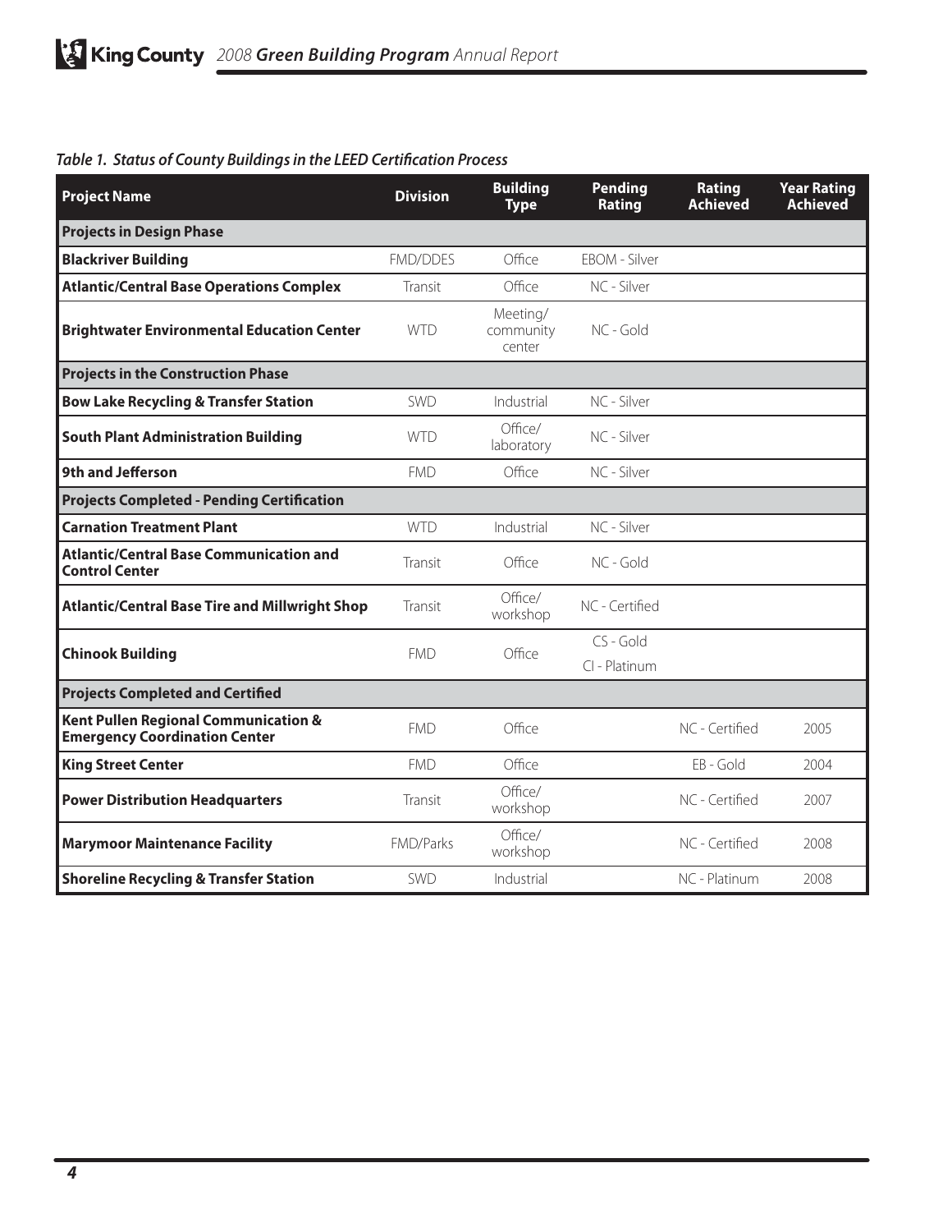*Table 1. Status of County Buildings in the LEED Certification Process*

| Project Name | Division | Building Type | Pending Rating | Rating Achieved | Year Rating Achieved |
|---|---|---|---|---|---|
| **Projects in Design Phase** | | | | | |
| **Blackriver Building** | FMD/DDES | Office | EBOM - Silver | | |
| **Atlantic/Central Base Operations Complex** | Transit | Office | NC - Silver | | |
| **Brightwater Environmental Education Center** | WTD | Meeting/ community center | NC - Gold | | |
| **Projects in the Construction Phase** | | | | | |
| **Bow Lake Recycling & Transfer Station** | SWD | Industrial | NC - Silver | | |
| **South Plant Administration Building** | WTD | Office/ laboratory | NC - Silver | | |
| **9th and Jefferson** | FMD | Office | NC - Silver | | |
| **Projects Completed - Pending Certification** | | | | | |
| **Carnation Treatment Plant** | WTD | Industrial | NC - Silver | | |
| **Atlantic/Central Base Communication and Control Center** | Transit | Office | NC - Gold | | |
| **Atlantic/Central Base Tire and Millwright Shop** | Transit | Office/ workshop | NC - Certified | | |
| **Chinook Building** | FMD | Office | CS - Gold<br>CI - Platinum | | |
| **Projects Completed and Certified** | | | | | |
| **Kent Pullen Regional Communication & Emergency Coordination Center** | FMD | Office | | NC - Certified | 2005 |
| **King Street Center** | FMD | Office | | EB - Gold | 2004 |
| **Power Distribution Headquarters** | Transit | Office/ workshop | | NC - Certified | 2007 |
| **Marymoor Maintenance Facility** | FMD/Parks | Office/ workshop | | NC - Certified | 2008 |
| **Shoreline Recycling & Transfer Station** | SWD | Industrial | | NC - Platinum | 2008 |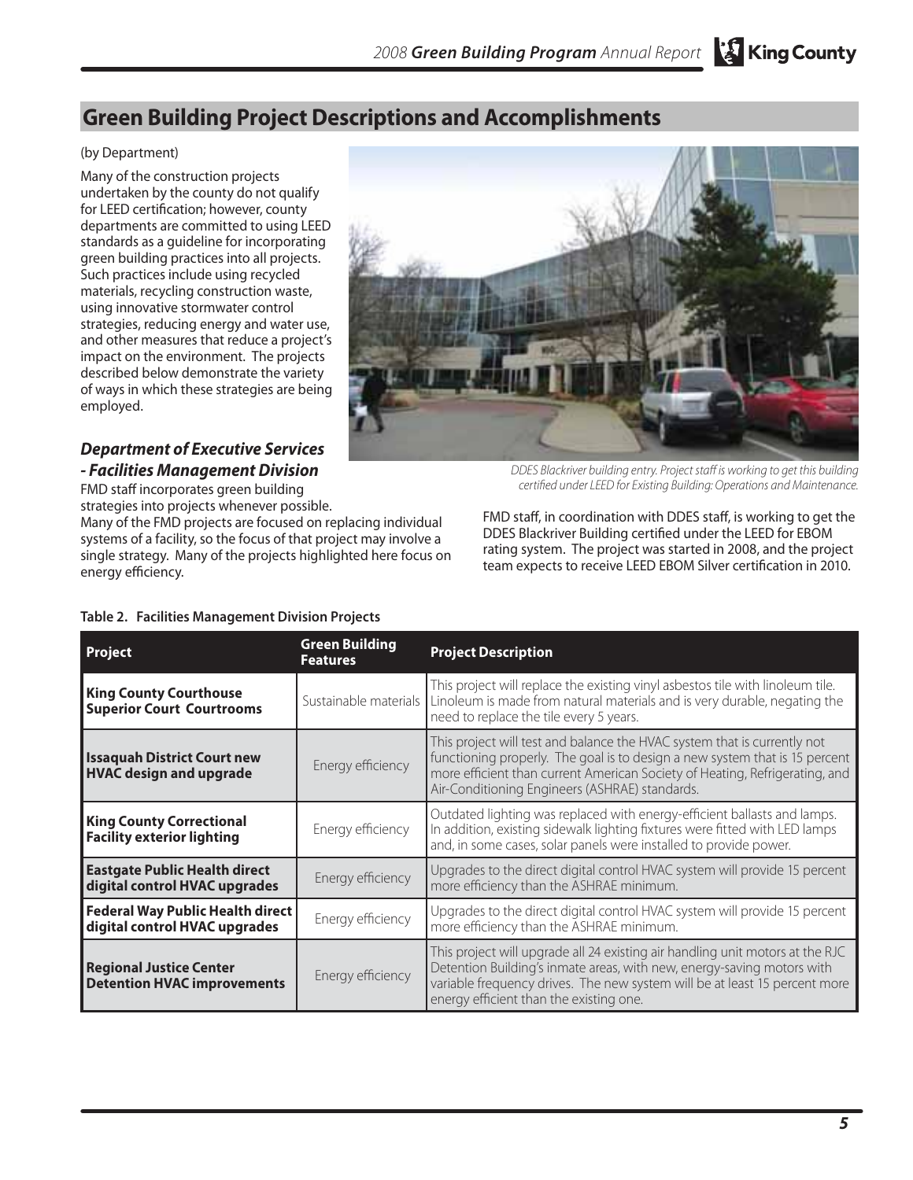## Green Building Project Descriptions and Accomplishments

(by Department)

Many of the construction projects undertaken by the county do not qualify for LEED certification; however, county departments are committed to using LEED standards as a guideline for incorporating green building practices into all projects. Such practices include using recycled materials, recycling construction waste, using innovative stormwater control strategies, reducing energy and water use, and other measures that reduce a project's impact on the environment. The projects described below demonstrate the variety of ways in which these strategies are being employed.

### *Department of Executive Services - Facilities Management Division*

FMD staff incorporates green building strategies into projects whenever possible. Many of the FMD projects are focused on replacing individual systems of a facility, so the focus of that project may involve a single strategy. Many of the projects highlighted here focus on energy efficiency.

*DDES Blackriver building entry. Project staff is working to get this building certified under LEED for Existing Building: Operations and Maintenance.*

FMD staff, in coordination with DDES staff, is working to get the DDES Blackriver Building certified under the LEED for EBOM rating system. The project was started in 2008, and the project team expects to receive LEED EBOM Silver certification in 2010.

**Table 2. Facilities Management Division Projects**

| Project | Green Building Features | Project Description |
|---|---|---|
| **King County Courthouse Superior Court Courtrooms** | Sustainable materials | This project will replace the existing vinyl asbestos tile with linoleum tile. Linoleum is made from natural materials and is very durable, negating the need to replace the tile every 5 years. |
| **Issaquah District Court new HVAC design and upgrade** | Energy efficiency | This project will test and balance the HVAC system that is currently not functioning properly. The goal is to design a new system that is 15 percent more efficient than current American Society of Heating, Refrigerating, and Air-Conditioning Engineers (ASHRAE) standards. |
| **King County Correctional Facility exterior lighting** | Energy efficiency | Outdated lighting was replaced with energy-efficient ballasts and lamps. In addition, existing sidewalk lighting fixtures were fitted with LED lamps and, in some cases, solar panels were installed to provide power. |
| **Eastgate Public Health direct digital control HVAC upgrades** | Energy efficiency | Upgrades to the direct digital control HVAC system will provide 15 percent more efficiency than the ASHRAE minimum. |
| **Federal Way Public Health direct digital control HVAC upgrades** | Energy efficiency | Upgrades to the direct digital control HVAC system will provide 15 percent more efficiency than the ASHRAE minimum. |
| **Regional Justice Center Detention HVAC improvements** | Energy efficiency | This project will upgrade all 24 existing air handling unit motors at the RJC Detention Building's inmate areas, with new, energy-saving motors with variable frequency drives. The new system will be at least 15 percent more energy efficient than the existing one. |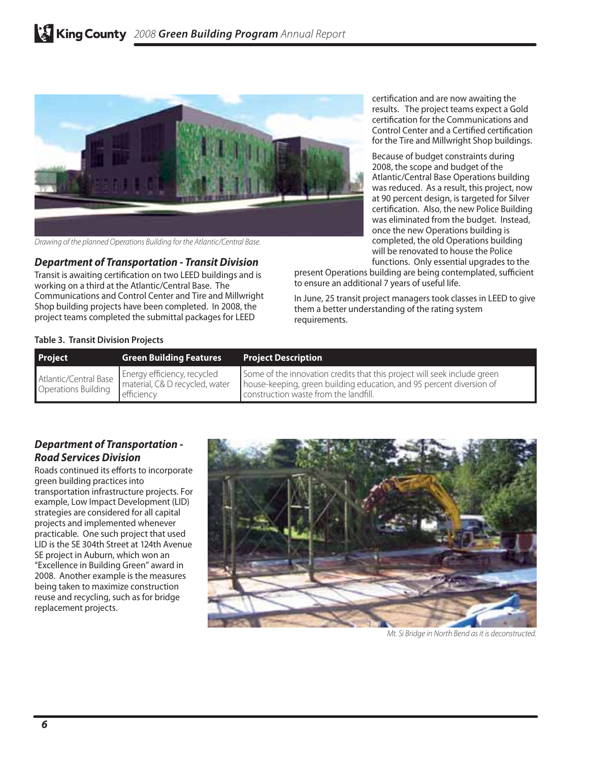Drawing of the planned Operations Building for the Atlantic/Central Base.

### *Department of Transportation - Transit Division*

Transit is awaiting certification on two LEED buildings and is working on a third at the Atlantic/Central Base. The Communications and Control Center and Tire and Millwright Shop building projects have been completed. In 2008, the project teams completed the submittal packages for LEED certification and are now awaiting the results. The project teams expect a Gold certification for the Communications and Control Center and a Certified certification for the Tire and Millwright Shop buildings.

Because of budget constraints during 2008, the scope and budget of the Atlantic/Central Base Operations building was reduced. As a result, this project, now at 90 percent design, is targeted for Silver certification. Also, the new Police Building was eliminated from the budget. Instead, once the new Operations building is completed, the old Operations building will be renovated to house the Police functions. Only essential upgrades to the present Operations building are being contemplated, sufficient to ensure an additional 7 years of useful life.

In June, 25 transit project managers took classes in LEED to give them a better understanding of the rating system requirements.

**Table 3. Transit Division Projects**

| Project | Green Building Features | Project Description |
| --- | --- | --- |
| Atlantic/Central Base Operations Building | Energy efficiency, recycled material, C& D recycled, water efficiency | Some of the innovation credits that this project will seek include green house-keeping, green building education, and 95 percent diversion of construction waste from the landfill. |

### *Department of Transportation - Road Services Division*

Roads continued its efforts to incorporate green building practices into transportation infrastructure projects. For example, Low Impact Development (LID) strategies are considered for all capital projects and implemented whenever practicable. One such project that used LID is the SE 304th Street at 124th Avenue SE project in Auburn, which won an "Excellence in Building Green" award in 2008. Another example is the measures being taken to maximize construction reuse and recycling, such as for bridge replacement projects.

Mt. Si Bridge in North Bend as it is deconstructed.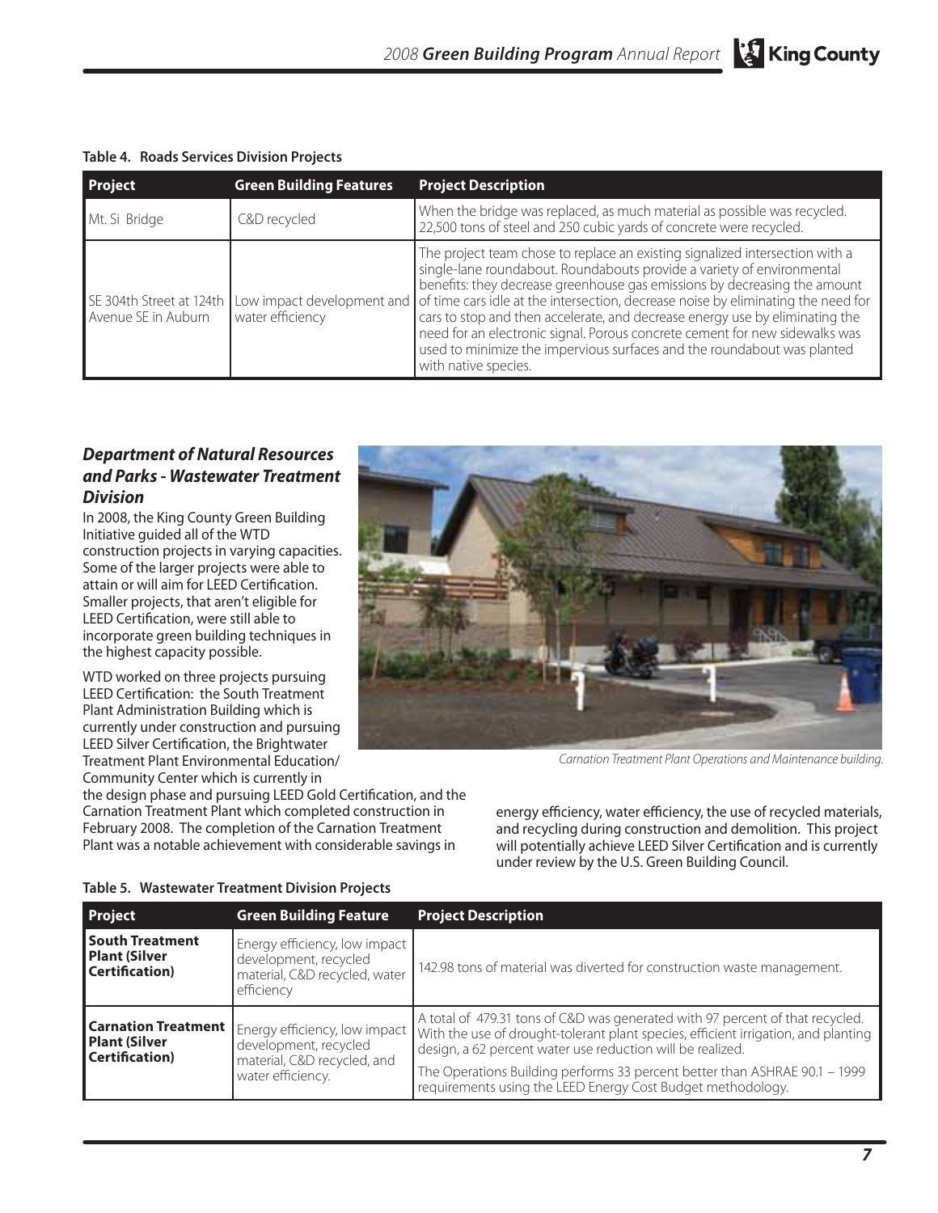**Table 4. Roads Services Division Projects**

| Project | Green Building Features | Project Description |
|---|---|---|
| Mt. Si Bridge | C&D recycled | When the bridge was replaced, as much material as possible was recycled. 22,500 tons of steel and 250 cubic yards of concrete were recycled. |
| SE 304th Street at 124th Avenue SE in Auburn | Low impact development and water efficiency | The project team chose to replace an existing signalized intersection with a single-lane roundabout. Roundabouts provide a variety of environmental benefits: they decrease greenhouse gas emissions by decreasing the amount of time cars idle at the intersection, decrease noise by eliminating the need for cars to stop and then accelerate, and decrease energy use by eliminating the need for an electronic signal. Porous concrete cement for new sidewalks was used to minimize the impervious surfaces and the roundabout was planted with native species. |

### *Department of Natural Resources and Parks - Wastewater Treatment Division*

In 2008, the King County Green Building Initiative guided all of the WTD construction projects in varying capacities. Some of the larger projects were able to attain or will aim for LEED Certification. Smaller projects, that aren't eligible for LEED Certification, were still able to incorporate green building techniques in the highest capacity possible.

WTD worked on three projects pursuing LEED Certification: the South Treatment Plant Administration Building which is currently under construction and pursuing LEED Silver Certification, the Brightwater Treatment Plant Environmental Education/Community Center which is currently in the design phase and pursuing LEED Gold Certification, and the Carnation Treatment Plant which completed construction in February 2008. The completion of the Carnation Treatment Plant was a notable achievement with considerable savings in energy efficiency, water efficiency, the use of recycled materials, and recycling during construction and demolition. This project will potentially achieve LEED Silver Certification and is currently under review by the U.S. Green Building Council.

*Carnation Treatment Plant Operations and Maintenance building.*

**Table 5. Wastewater Treatment Division Projects**

| Project | Green Building Feature | Project Description |
|---|---|---|
| **South Treatment Plant (Silver Certification)** | Energy efficiency, low impact development, recycled material, C&D recycled, water efficiency | 142.98 tons of material was diverted for construction waste management. |
| **Carnation Treatment Plant (Silver Certification)** | Energy efficiency, low impact development, recycled material, C&D recycled, and water efficiency. | A total of 479.31 tons of C&D was generated with 97 percent of that recycled. With the use of drought-tolerant plant species, efficient irrigation, and planting design, a 62 percent water use reduction will be realized.<br><br>The Operations Building performs 33 percent better than ASHRAE 90.1 – 1999 requirements using the LEED Energy Cost Budget methodology. |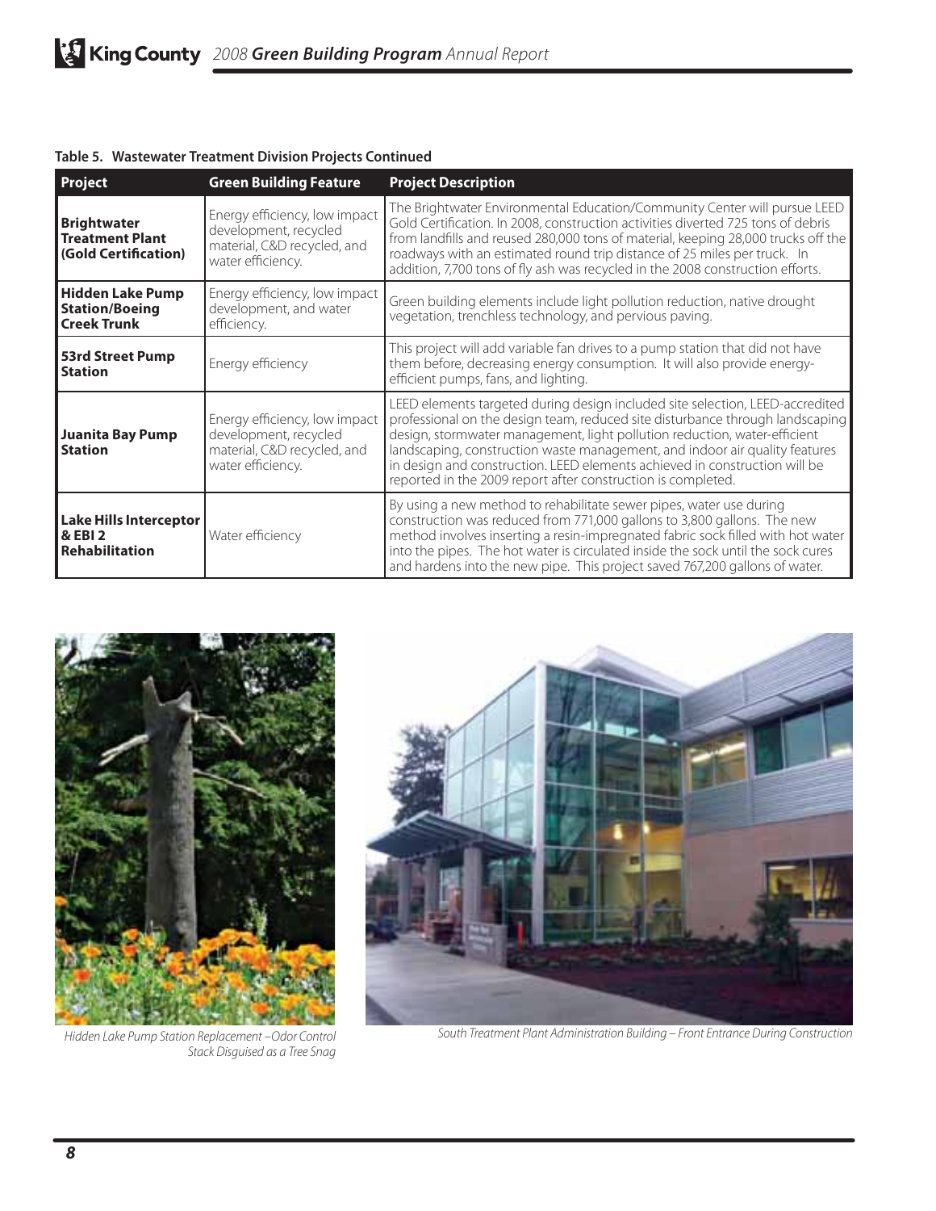**Table 5. Wastewater Treatment Division Projects Continued**

| Project | Green Building Feature | Project Description |
|---|---|---|
| **Brightwater Treatment Plant (Gold Certification)** | Energy efficiency, low impact development, recycled material, C&D recycled, and water efficiency. | The Brightwater Environmental Education/Community Center will pursue LEED Gold Certification. In 2008, construction activities diverted 725 tons of debris from landfills and reused 280,000 tons of material, keeping 28,000 trucks off the roadways with an estimated round trip distance of 25 miles per truck. In addition, 7,700 tons of fly ash was recycled in the 2008 construction efforts. |
| **Hidden Lake Pump Station/Boeing Creek Trunk** | Energy efficiency, low impact development, and water efficiency. | Green building elements include light pollution reduction, native drought vegetation, trenchless technology, and pervious paving. |
| **53rd Street Pump Station** | Energy efficiency | This project will add variable fan drives to a pump station that did not have them before, decreasing energy consumption. It will also provide energy-efficient pumps, fans, and lighting. |
| **Juanita Bay Pump Station** | Energy efficiency, low impact development, recycled material, C&D recycled, and water efficiency. | LEED elements targeted during design included site selection, LEED-accredited professional on the design team, reduced site disturbance through landscaping design, stormwater management, light pollution reduction, water-efficient landscaping, construction waste management, and indoor air quality features in design and construction. LEED elements achieved in construction will be reported in the 2009 report after construction is completed. |
| **Lake Hills Interceptor & EBI 2 Rehabilitation** | Water efficiency | By using a new method to rehabilitate sewer pipes, water use during construction was reduced from 771,000 gallons to 3,800 gallons. The new method involves inserting a resin-impregnated fabric sock filled with hot water into the pipes. The hot water is circulated inside the sock until the sock cures and hardens into the new pipe. This project saved 767,200 gallons of water. |

*Hidden Lake Pump Station Replacement –Odor Control Stack Disguised as a Tree Snag*

*South Treatment Plant Administration Building – Front Entrance During Construction*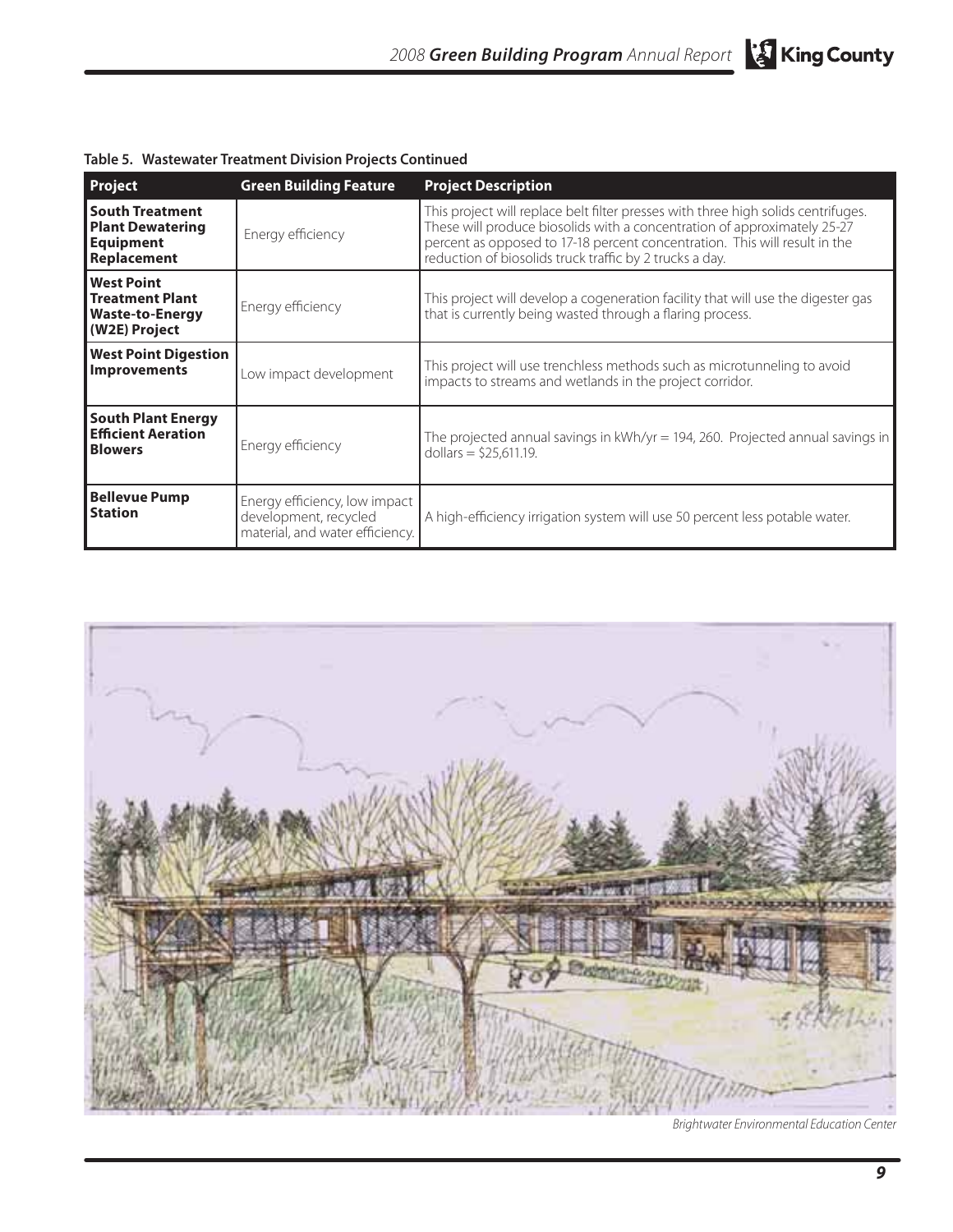**Table 5. Wastewater Treatment Division Projects Continued**

| Project | Green Building Feature | Project Description |
|---|---|---|
| **South Treatment Plant Dewatering Equipment Replacement** | Energy efficiency | This project will replace belt filter presses with three high solids centrifuges. These will produce biosolids with a concentration of approximately 25-27 percent as opposed to 17-18 percent concentration. This will result in the reduction of biosolids truck traffic by 2 trucks a day. |
| **West Point Treatment Plant Waste-to-Energy (W2E) Project** | Energy efficiency | This project will develop a cogeneration facility that will use the digester gas that is currently being wasted through a flaring process. |
| **West Point Digestion Improvements** | Low impact development | This project will use trenchless methods such as microtunneling to avoid impacts to streams and wetlands in the project corridor. |
| **South Plant Energy Efficient Aeration Blowers** | Energy efficiency | The projected annual savings in kWh/yr = 194, 260. Projected annual savings in dollars = $25,611.19. |
| **Bellevue Pump Station** | Energy efficiency, low impact development, recycled material, and water efficiency. | A high-efficiency irrigation system will use 50 percent less potable water. |

*Brightwater Environmental Education Center*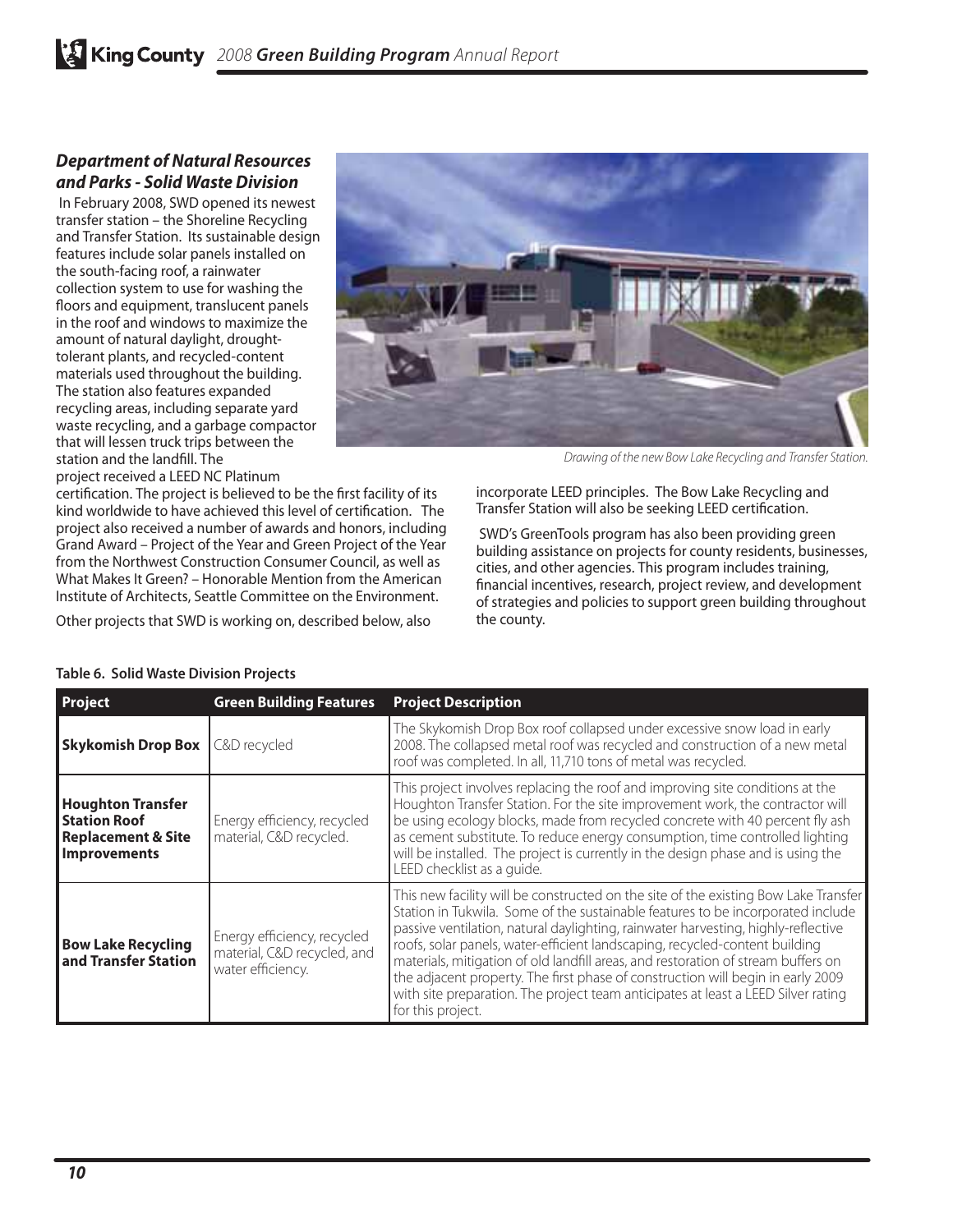### *Department of Natural Resources and Parks - Solid Waste Division*

In February 2008, SWD opened its newest transfer station – the Shoreline Recycling and Transfer Station. Its sustainable design features include solar panels installed on the south-facing roof, a rainwater collection system to use for washing the floors and equipment, translucent panels in the roof and windows to maximize the amount of natural daylight, drought-tolerant plants, and recycled-content materials used throughout the building. The station also features expanded recycling areas, including separate yard waste recycling, and a garbage compactor that will lessen truck trips between the station and the landfill. The project received a LEED NC Platinum certification. The project is believed to be the first facility of its kind worldwide to have achieved this level of certification. The project also received a number of awards and honors, including Grand Award – Project of the Year and Green Project of the Year from the Northwest Construction Consumer Council, as well as What Makes It Green? – Honorable Mention from the American Institute of Architects, Seattle Committee on the Environment.

Other projects that SWD is working on, described below, also incorporate LEED principles. The Bow Lake Recycling and Transfer Station will also be seeking LEED certification.

*Drawing of the new Bow Lake Recycling and Transfer Station.*

SWD's GreenTools program has also been providing green building assistance on projects for county residents, businesses, cities, and other agencies. This program includes training, financial incentives, research, project review, and development of strategies and policies to support green building throughout the county.

**Table 6. Solid Waste Division Projects**

| Project | Green Building Features | Project Description |
|---|---|---|
| **Skykomish Drop Box** | C&D recycled | The Skykomish Drop Box roof collapsed under excessive snow load in early 2008. The collapsed metal roof was recycled and construction of a new metal roof was completed. In all, 11,710 tons of metal was recycled. |
| **Houghton Transfer Station Roof Replacement & Site Improvements** | Energy efficiency, recycled material, C&D recycled. | This project involves replacing the roof and improving site conditions at the Houghton Transfer Station. For the site improvement work, the contractor will be using ecology blocks, made from recycled concrete with 40 percent fly ash as cement substitute. To reduce energy consumption, time controlled lighting will be installed. The project is currently in the design phase and is using the LEED checklist as a guide. |
| **Bow Lake Recycling and Transfer Station** | Energy efficiency, recycled material, C&D recycled, and water efficiency. | This new facility will be constructed on the site of the existing Bow Lake Transfer Station in Tukwila. Some of the sustainable features to be incorporated include passive ventilation, natural daylighting, rainwater harvesting, highly-reflective roofs, solar panels, water-efficient landscaping, recycled-content building materials, mitigation of old landfill areas, and restoration of stream buffers on the adjacent property. The first phase of construction will begin in early 2009 with site preparation. The project team anticipates at least a LEED Silver rating for this project. |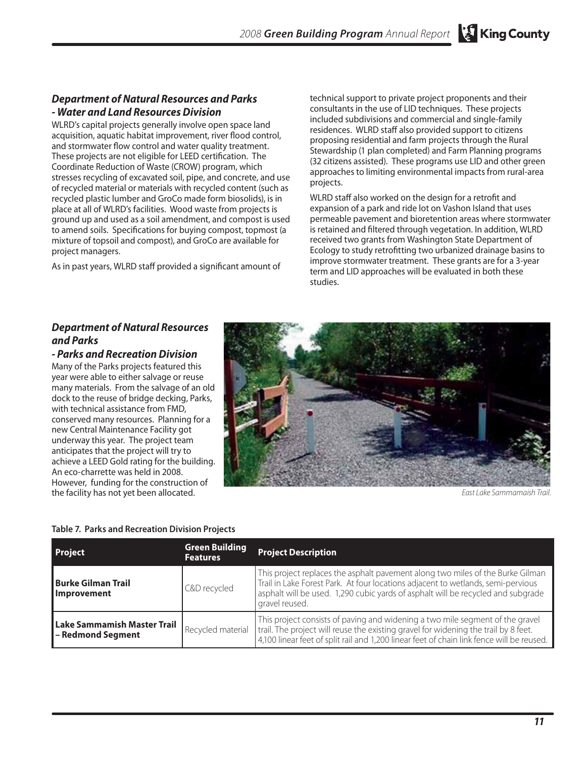### *Department of Natural Resources and Parks - Water and Land Resources Division*

WLRD's capital projects generally involve open space land acquisition, aquatic habitat improvement, river flood control, and stormwater flow control and water quality treatment. These projects are not eligible for LEED certification. The Coordinate Reduction of Waste (CROW) program, which stresses recycling of excavated soil, pipe, and concrete, and use of recycled material or materials with recycled content (such as recycled plastic lumber and GroCo made form biosolids), is in place at all of WLRD's facilities. Wood waste from projects is ground up and used as a soil amendment, and compost is used to amend soils. Specifications for buying compost, topmost (a mixture of topsoil and compost), and GroCo are available for project managers.

As in past years, WLRD staff provided a significant amount of technical support to private project proponents and their consultants in the use of LID techniques. These projects included subdivisions and commercial and single-family residences. WLRD staff also provided support to citizens proposing residential and farm projects through the Rural Stewardship (1 plan completed) and Farm Planning programs (32 citizens assisted). These programs use LID and other green approaches to limiting environmental impacts from rural-area projects.

WLRD staff also worked on the design for a retrofit and expansion of a park and ride lot on Vashon Island that uses permeable pavement and bioretention areas where stormwater is retained and filtered through vegetation. In addition, WLRD received two grants from Washington State Department of Ecology to study retrofitting two urbanized drainage basins to improve stormwater treatment. These grants are for a 3-year term and LID approaches will be evaluated in both these studies.

### *Department of Natural Resources and Parks - Parks and Recreation Division*

Many of the Parks projects featured this year were able to either salvage or reuse many materials. From the salvage of an old dock to the reuse of bridge decking, Parks, with technical assistance from FMD, conserved many resources. Planning for a new Central Maintenance Facility got underway this year. The project team anticipates that the project will try to achieve a LEED Gold rating for the building. An eco-charrette was held in 2008. However, funding for the construction of the facility has not yet been allocated.

*East Lake Sammamaish Trail.*

**Table 7. Parks and Recreation Division Projects**

| Project | Green Building Features | Project Description |
|---|---|---|
| **Burke Gilman Trail Improvement** | C&D recycled | This project replaces the asphalt pavement along two miles of the Burke Gilman Trail in Lake Forest Park. At four locations adjacent to wetlands, semi-pervious asphalt will be used. 1,290 cubic yards of asphalt will be recycled and subgrade gravel reused. |
| **Lake Sammamish Master Trail – Redmond Segment** | Recycled material | This project consists of paving and widening a two mile segment of the gravel trail. The project will reuse the existing gravel for widening the trail by 8 feet. 4,100 linear feet of split rail and 1,200 linear feet of chain link fence will be reused. |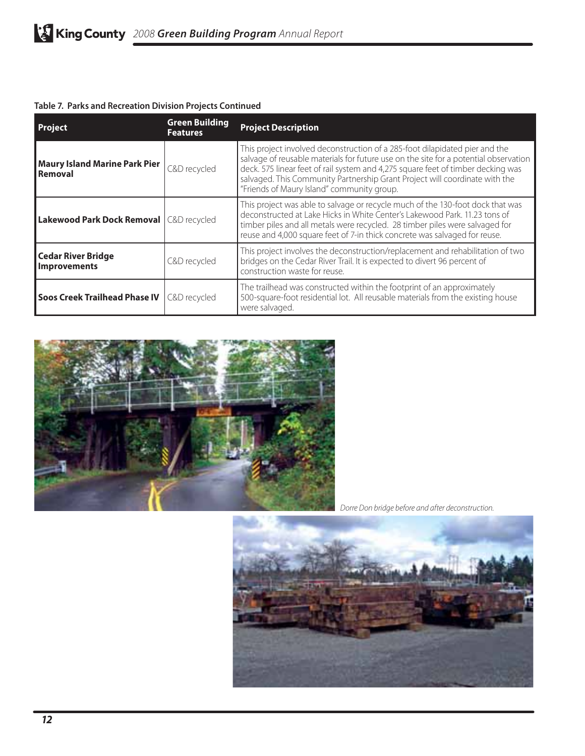**Table 7. Parks and Recreation Division Projects Continued**

| Project | Green Building Features | Project Description |
|---|---|---|
| **Maury Island Marine Park Pier Removal** | C&D recycled | This project involved deconstruction of a 285-foot dilapidated pier and the salvage of reusable materials for future use on the site for a potential observation deck. 575 linear feet of rail system and 4,275 square feet of timber decking was salvaged. This Community Partnership Grant Project will coordinate with the "Friends of Maury Island" community group. |
| **Lakewood Park Dock Removal** | C&D recycled | This project was able to salvage or recycle much of the 130-foot dock that was deconstructed at Lake Hicks in White Center's Lakewood Park. 11.23 tons of timber piles and all metals were recycled. 28 timber piles were salvaged for reuse and 4,000 square feet of 7-in thick concrete was salvaged for reuse. |
| **Cedar River Bridge Improvements** | C&D recycled | This project involves the deconstruction/replacement and rehabilitation of two bridges on the Cedar River Trail. It is expected to divert 96 percent of construction waste for reuse. |
| **Soos Creek Trailhead Phase IV** | C&D recycled | The trailhead was constructed within the footprint of an approximately 500-square-foot residential lot. All reusable materials from the existing house were salvaged. |

*Dorre Don bridge before and after deconstruction.*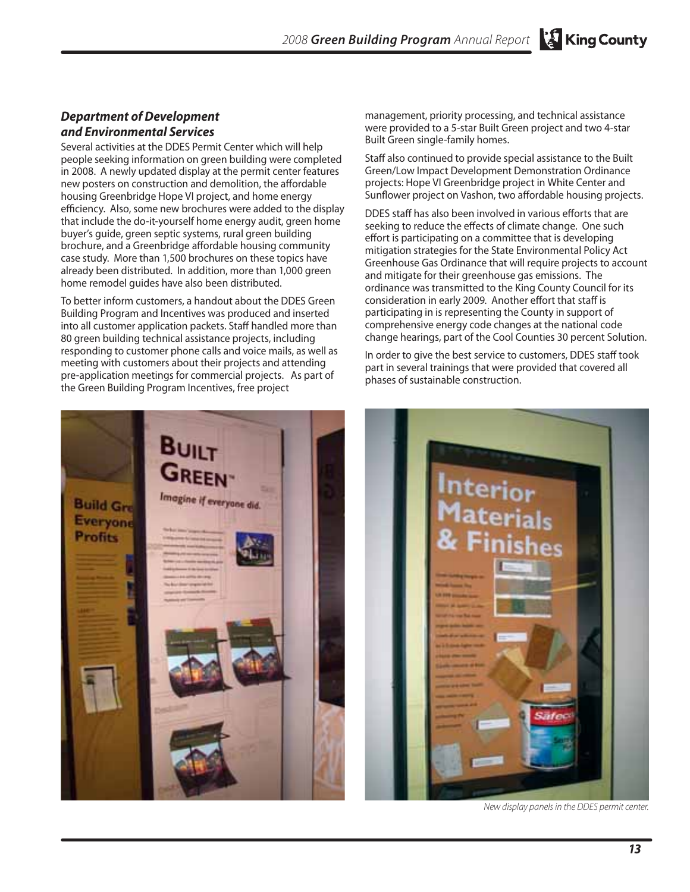### *Department of Development and Environmental Services*

Several activities at the DDES Permit Center which will help people seeking information on green building were completed in 2008. A newly updated display at the permit center features new posters on construction and demolition, the affordable housing Greenbridge Hope VI project, and home energy efficiency. Also, some new brochures were added to the display that include the do-it-yourself home energy audit, green home buyer's guide, green septic systems, rural green building brochure, and a Greenbridge affordable housing community case study. More than 1,500 brochures on these topics have already been distributed. In addition, more than 1,000 green home remodel guides have also been distributed.

To better inform customers, a handout about the DDES Green Building Program and Incentives was produced and inserted into all customer application packets. Staff handled more than 80 green building technical assistance projects, including responding to customer phone calls and voice mails, as well as meeting with customers about their projects and attending pre-application meetings for commercial projects. As part of the Green Building Program Incentives, free project management, priority processing, and technical assistance were provided to a 5-star Built Green project and two 4-star Built Green single-family homes.

Staff also continued to provide special assistance to the Built Green/Low Impact Development Demonstration Ordinance projects: Hope VI Greenbridge project in White Center and Sunflower project on Vashon, two affordable housing projects.

DDES staff has also been involved in various efforts that are seeking to reduce the effects of climate change. One such effort is participating on a committee that is developing mitigation strategies for the State Environmental Policy Act Greenhouse Gas Ordinance that will require projects to account and mitigate for their greenhouse gas emissions. The ordinance was transmitted to the King County Council for its consideration in early 2009. Another effort that staff is participating in is representing the County in support of comprehensive energy code changes at the national code change hearings, part of the Cool Counties 30 percent Solution.

In order to give the best service to customers, DDES staff took part in several trainings that were provided that covered all phases of sustainable construction.

*New display panels in the DDES permit center.*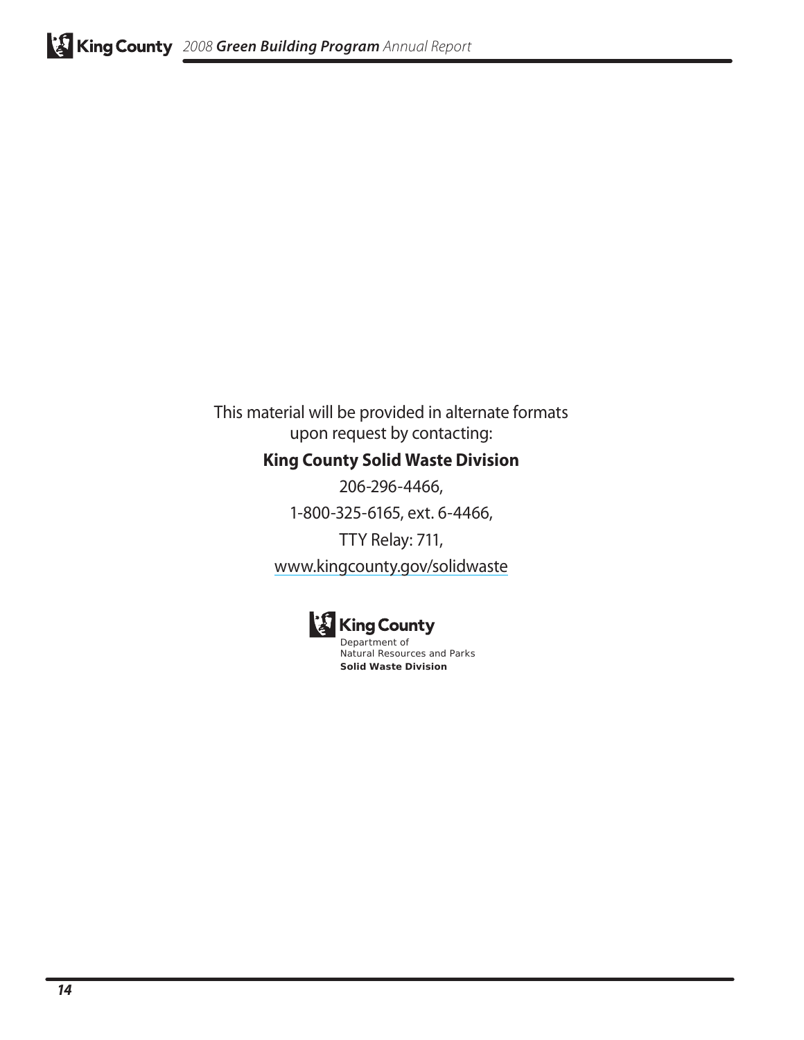This material will be provided in alternate formats upon request by contacting:

**King County Solid Waste Division**

206-296-4466,

1-800-325-6165, ext. 6-4466,

TTY Relay: 711,

www.kingcounty.gov/solidwaste

King County
Department of
Natural Resources and Parks
**Solid Waste Division**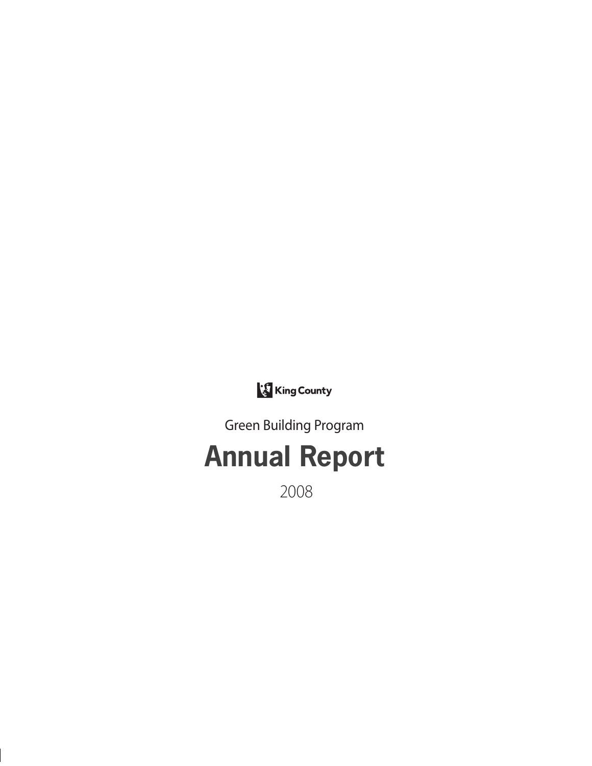King County

Green Building Program

# Annual Report

2008